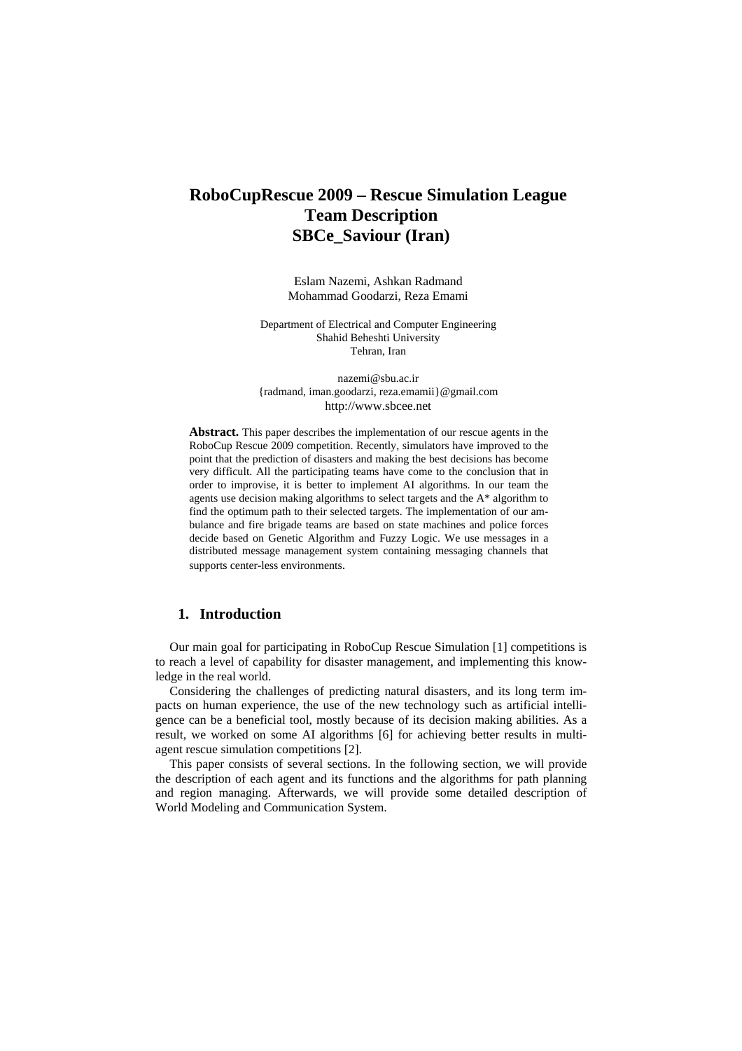# RoboCupRescue 2009 – Rescue Simulation League Team Description SBCe_Saviour (Iran)

Eslam Nazemi, Ashkan Radmand
Mohammad Goodarzi, Reza Emami

Department of Electrical and Computer Engineering
Shahid Beheshti University
Tehran, Iran

nazemi@sbu.ac.ir
{radmand, iman.goodarzi, reza.emamii}@gmail.com
http://www.sbcee.net

**Abstract.** This paper describes the implementation of our rescue agents in the RoboCup Rescue 2009 competition. Recently, simulators have improved to the point that the prediction of disasters and making the best decisions has become very difficult. All the participating teams have come to the conclusion that in order to improvise, it is better to implement AI algorithms. In our team the agents use decision making algorithms to select targets and the A* algorithm to find the optimum path to their selected targets. The implementation of our ambulance and fire brigade teams are based on state machines and police forces decide based on Genetic Algorithm and Fuzzy Logic. We use messages in a distributed message management system containing messaging channels that supports center-less environments.

## 1. Introduction

Our main goal for participating in RoboCup Rescue Simulation [1] competitions is to reach a level of capability for disaster management, and implementing this knowledge in the real world.

Considering the challenges of predicting natural disasters, and its long term impacts on human experience, the use of the new technology such as artificial intelligence can be a beneficial tool, mostly because of its decision making abilities. As a result, we worked on some AI algorithms [6] for achieving better results in multi-agent rescue simulation competitions [2].

This paper consists of several sections. In the following section, we will provide the description of each agent and its functions and the algorithms for path planning and region managing. Afterwards, we will provide some detailed description of World Modeling and Communication System.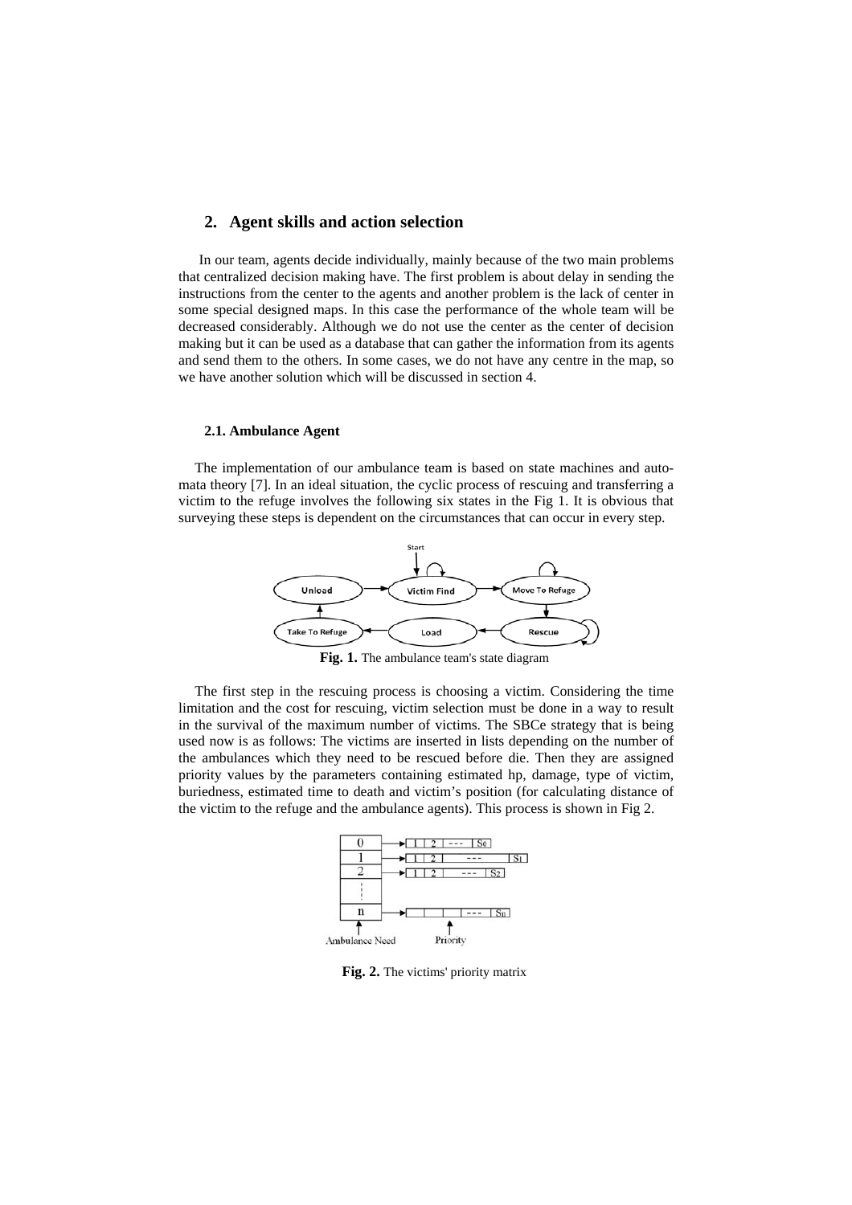## 2. Agent skills and action selection

In our team, agents decide individually, mainly because of the two main problems that centralized decision making have. The first problem is about delay in sending the instructions from the center to the agents and another problem is the lack of center in some special designed maps. In this case the performance of the whole team will be decreased considerably. Although we do not use the center as the center of decision making but it can be used as a database that can gather the information from its agents and send them to the others. In some cases, we do not have any centre in the map, so we have another solution which will be discussed in section 4.

### 2.1. Ambulance Agent

The implementation of our ambulance team is based on state machines and automata theory [7]. In an ideal situation, the cyclic process of rescuing and transferring a victim to the refuge involves the following six states in the Fig 1. It is obvious that surveying these steps is dependent on the circumstances that can occur in every step.

**Fig. 1.** The ambulance team's state diagram

The first step in the rescuing process is choosing a victim. Considering the time limitation and the cost for rescuing, victim selection must be done in a way to result in the survival of the maximum number of victims. The SBCe strategy that is being used now is as follows: The victims are inserted in lists depending on the number of the ambulances which they need to be rescued before die. Then they are assigned priority values by the parameters containing estimated hp, damage, type of victim, buriedness, estimated time to death and victim's position (for calculating distance of the victim to the refuge and the ambulance agents). This process is shown in Fig 2.

**Fig. 2.** The victims' priority matrix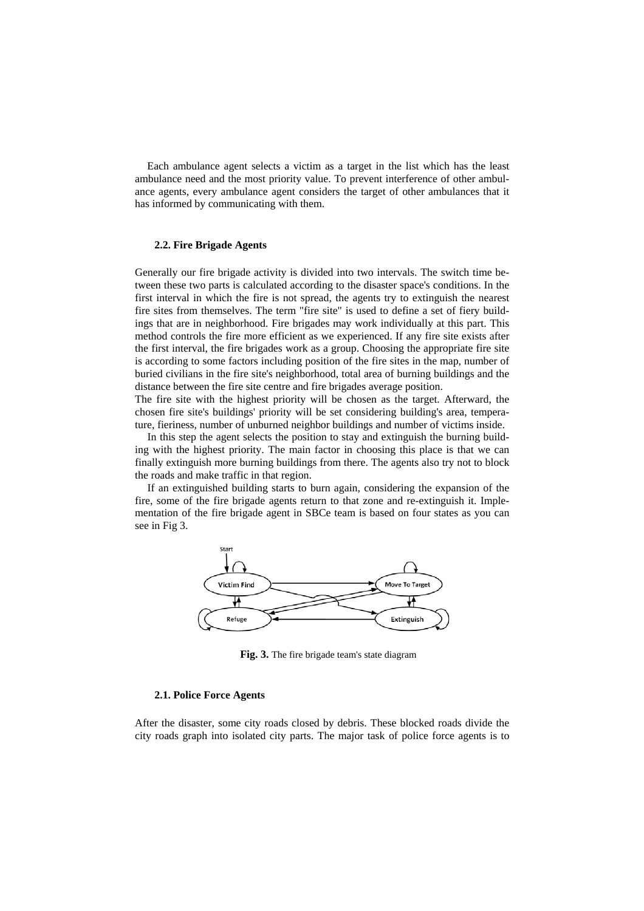Each ambulance agent selects a victim as a target in the list which has the least ambulance need and the most priority value. To prevent interference of other ambulance agents, every ambulance agent considers the target of other ambulances that it has informed by communicating with them.

### 2.2. Fire Brigade Agents

Generally our fire brigade activity is divided into two intervals. The switch time between these two parts is calculated according to the disaster space's conditions. In the first interval in which the fire is not spread, the agents try to extinguish the nearest fire sites from themselves. The term "fire site" is used to define a set of fiery buildings that are in neighborhood. Fire brigades may work individually at this part. This method controls the fire more efficient as we experienced. If any fire site exists after the first interval, the fire brigades work as a group. Choosing the appropriate fire site is according to some factors including position of the fire sites in the map, number of buried civilians in the fire site's neighborhood, total area of burning buildings and the distance between the fire site centre and fire brigades average position.

The fire site with the highest priority will be chosen as the target. Afterward, the chosen fire site's buildings' priority will be set considering building's area, temperature, fieriness, number of unburned neighbor buildings and number of victims inside.

In this step the agent selects the position to stay and extinguish the burning building with the highest priority. The main factor in choosing this place is that we can finally extinguish more burning buildings from there. The agents also try not to block the roads and make traffic in that region.

If an extinguished building starts to burn again, considering the expansion of the fire, some of the fire brigade agents return to that zone and re-extinguish it. Implementation of the fire brigade agent in SBCe team is based on four states as you can see in Fig 3.

**Fig. 3.** The fire brigade team's state diagram

### 2.1. Police Force Agents

After the disaster, some city roads closed by debris. These blocked roads divide the city roads graph into isolated city parts. The major task of police force agents is to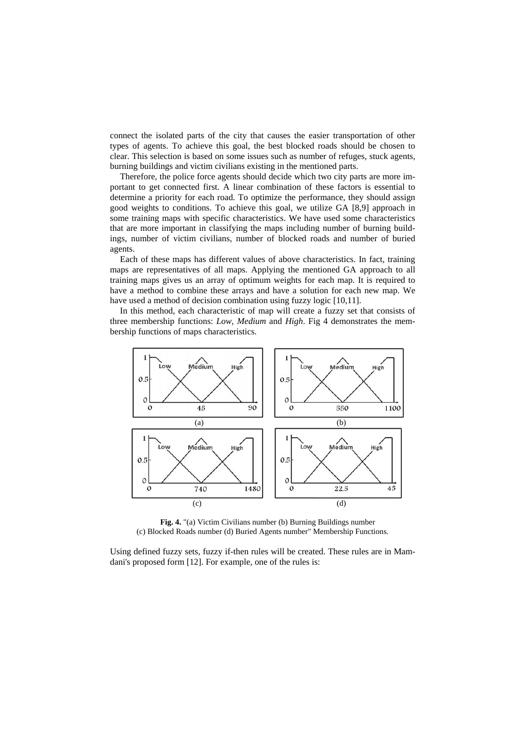connect the isolated parts of the city that causes the easier transportation of other types of agents. To achieve this goal, the best blocked roads should be chosen to clear. This selection is based on some issues such as number of refuges, stuck agents, burning buildings and victim civilians existing in the mentioned parts.

Therefore, the police force agents should decide which two city parts are more important to get connected first. A linear combination of these factors is essential to determine a priority for each road. To optimize the performance, they should assign good weights to conditions. To achieve this goal, we utilize GA [8,9] approach in some training maps with specific characteristics. We have used some characteristics that are more important in classifying the maps including number of burning buildings, number of victim civilians, number of blocked roads and number of buried agents.

Each of these maps has different values of above characteristics. In fact, training maps are representatives of all maps. Applying the mentioned GA approach to all training maps gives us an array of optimum weights for each map. It is required to have a method to combine these arrays and have a solution for each new map. We have used a method of decision combination using fuzzy logic [10,11].

In this method, each characteristic of map will create a fuzzy set that consists of three membership functions: *Low*, *Medium* and *High*. Fig 4 demonstrates the membership functions of maps characteristics.

**Fig. 4.** "(a) Victim Civilians number (b) Burning Buildings number (c) Blocked Roads number (d) Buried Agents number" Membership Functions.

Using defined fuzzy sets, fuzzy if-then rules will be created. These rules are in Mamdani's proposed form [12]. For example, one of the rules is: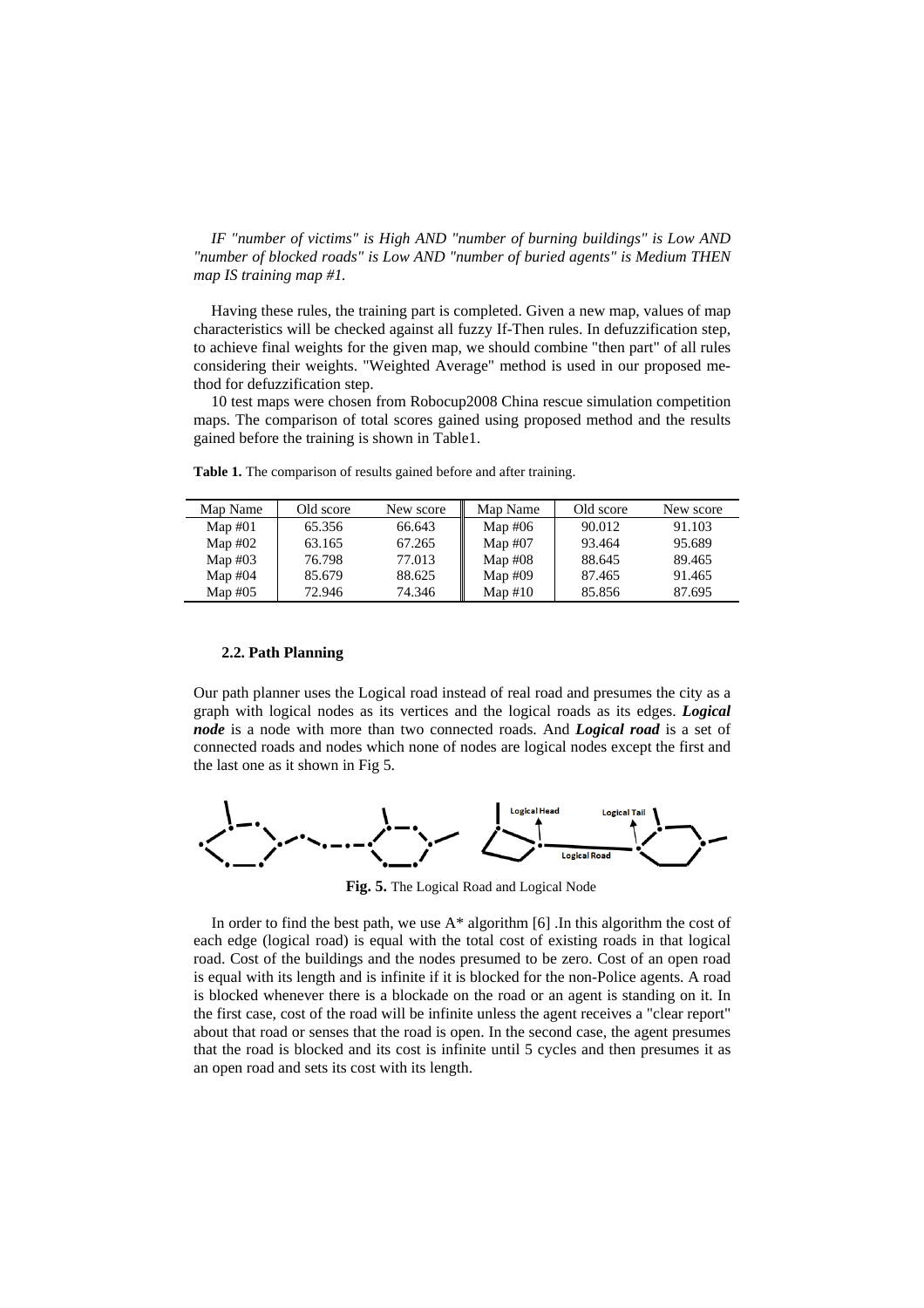*IF "number of victims" is High AND "number of burning buildings" is Low AND "number of blocked roads" is Low AND "number of buried agents" is Medium THEN map IS training map #1.*

Having these rules, the training part is completed. Given a new map, values of map characteristics will be checked against all fuzzy If-Then rules. In defuzzification step, to achieve final weights for the given map, we should combine "then part" of all rules considering their weights. "Weighted Average" method is used in our proposed method for defuzzification step.

10 test maps were chosen from Robocup2008 China rescue simulation competition maps. The comparison of total scores gained using proposed method and the results gained before the training is shown in Table1.

**Table 1.** The comparison of results gained before and after training.

| Map Name | Old score | New score | Map Name | Old score | New score |
|---|---|---|---|---|---|
| Map #01 | 65.356 | 66.643 | Map #06 | 90.012 | 91.103 |
| Map #02 | 63.165 | 67.265 | Map #07 | 93.464 | 95.689 |
| Map #03 | 76.798 | 77.013 | Map #08 | 88.645 | 89.465 |
| Map #04 | 85.679 | 88.625 | Map #09 | 87.465 | 91.465 |
| Map #05 | 72.946 | 74.346 | Map #10 | 85.856 | 87.695 |

### 2.2. Path Planning

Our path planner uses the Logical road instead of real road and presumes the city as a graph with logical nodes as its vertices and the logical roads as its edges. ***Logical node*** is a node with more than two connected roads. And ***Logical road*** is a set of connected roads and nodes which none of nodes are logical nodes except the first and the last one as it shown in Fig 5.

**Fig. 5.** The Logical Road and Logical Node

In order to find the best path, we use A* algorithm [6] .In this algorithm the cost of each edge (logical road) is equal with the total cost of existing roads in that logical road. Cost of the buildings and the nodes presumed to be zero. Cost of an open road is equal with its length and is infinite if it is blocked for the non-Police agents. A road is blocked whenever there is a blockade on the road or an agent is standing on it. In the first case, cost of the road will be infinite unless the agent receives a "clear report" about that road or senses that the road is open. In the second case, the agent presumes that the road is blocked and its cost is infinite until 5 cycles and then presumes it as an open road and sets its cost with its length.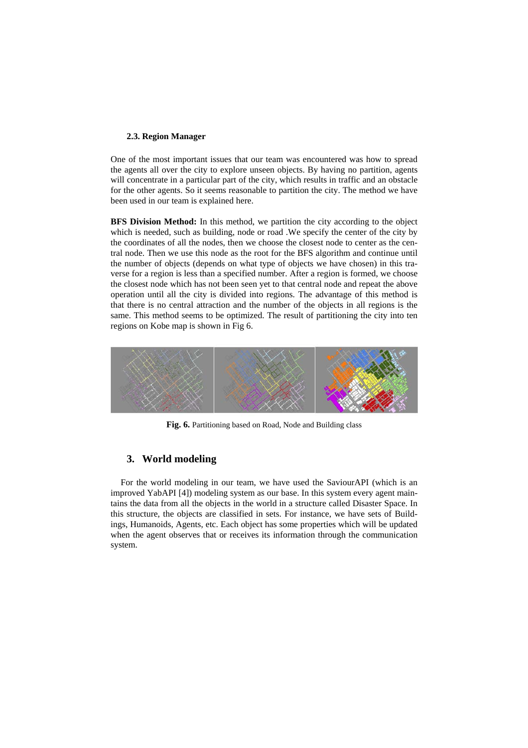### 2.3. Region Manager

One of the most important issues that our team was encountered was how to spread the agents all over the city to explore unseen objects. By having no partition, agents will concentrate in a particular part of the city, which results in traffic and an obstacle for the other agents. So it seems reasonable to partition the city. The method we have been used in our team is explained here.

**BFS Division Method:** In this method, we partition the city according to the object which is needed, such as building, node or road .We specify the center of the city by the coordinates of all the nodes, then we choose the closest node to center as the central node. Then we use this node as the root for the BFS algorithm and continue until the number of objects (depends on what type of objects we have chosen) in this traverse for a region is less than a specified number. After a region is formed, we choose the closest node which has not been seen yet to that central node and repeat the above operation until all the city is divided into regions. The advantage of this method is that there is no central attraction and the number of the objects in all regions is the same. This method seems to be optimized. The result of partitioning the city into ten regions on Kobe map is shown in Fig 6.

**Fig. 6.** Partitioning based on Road, Node and Building class

## 3. World modeling

For the world modeling in our team, we have used the SaviourAPI (which is an improved YabAPI [4]) modeling system as our base. In this system every agent maintains the data from all the objects in the world in a structure called Disaster Space. In this structure, the objects are classified in sets. For instance, we have sets of Buildings, Humanoids, Agents, etc. Each object has some properties which will be updated when the agent observes that or receives its information through the communication system.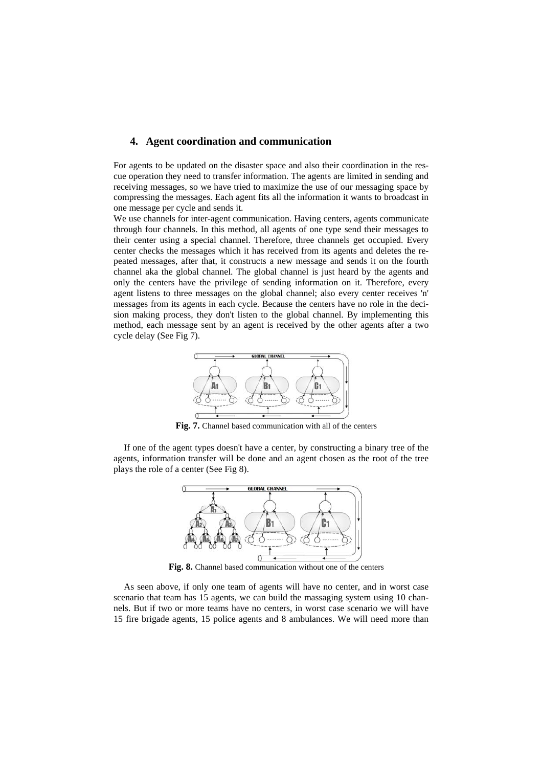## 4. Agent coordination and communication

For agents to be updated on the disaster space and also their coordination in the rescue operation they need to transfer information. The agents are limited in sending and receiving messages, so we have tried to maximize the use of our messaging space by compressing the messages. Each agent fits all the information it wants to broadcast in one message per cycle and sends it.

We use channels for inter-agent communication. Having centers, agents communicate through four channels. In this method, all agents of one type send their messages to their center using a special channel. Therefore, three channels get occupied. Every center checks the messages which it has received from its agents and deletes the repeated messages, after that, it constructs a new message and sends it on the fourth channel aka the global channel. The global channel is just heard by the agents and only the centers have the privilege of sending information on it. Therefore, every agent listens to three messages on the global channel; also every center receives 'n' messages from its agents in each cycle. Because the centers have no role in the decision making process, they don't listen to the global channel. By implementing this method, each message sent by an agent is received by the other agents after a two cycle delay (See Fig 7).

**Fig. 7.** Channel based communication with all of the centers

If one of the agent types doesn't have a center, by constructing a binary tree of the agents, information transfer will be done and an agent chosen as the root of the tree plays the role of a center (See Fig 8).

**Fig. 8.** Channel based communication without one of the centers

As seen above, if only one team of agents will have no center, and in worst case scenario that team has 15 agents, we can build the massaging system using 10 channels. But if two or more teams have no centers, in worst case scenario we will have 15 fire brigade agents, 15 police agents and 8 ambulances. We will need more than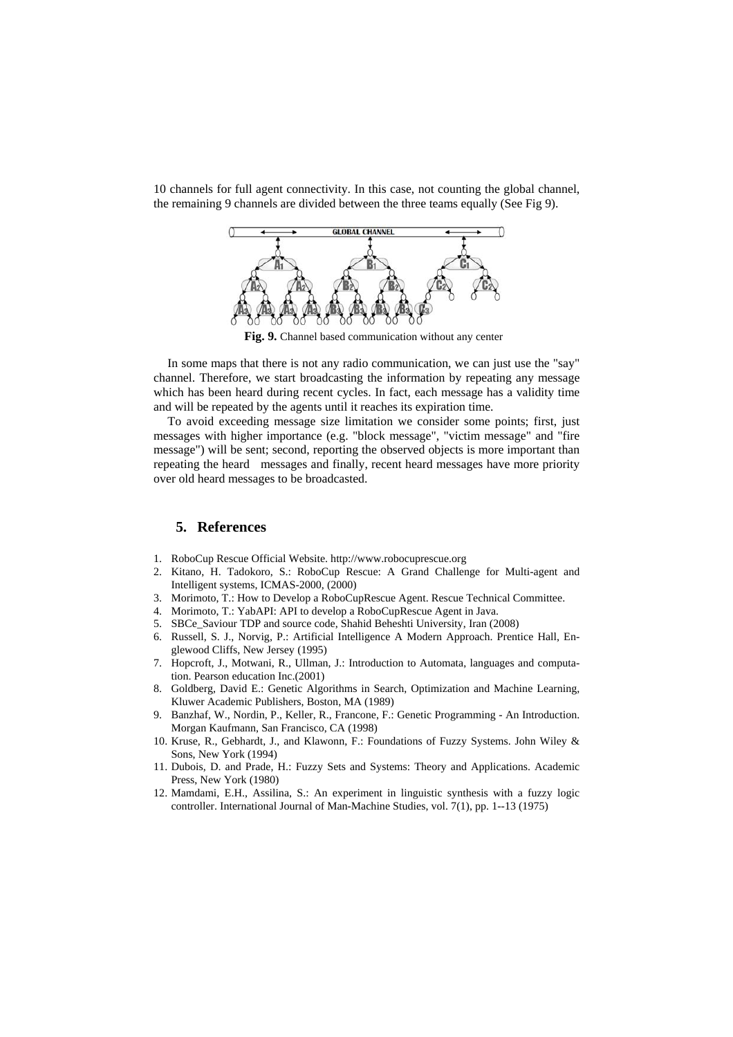10 channels for full agent connectivity. In this case, not counting the global channel, the remaining 9 channels are divided between the three teams equally (See Fig 9).

GLOBAL CHANNEL

A1 B1 C1

A2 A2 B2 B2 C2 C2

A3 A3 A3 A3 B3 B3 B3 B3 C3

**Fig. 9.** Channel based communication without any center

In some maps that there is not any radio communication, we can just use the "say" channel. Therefore, we start broadcasting the information by repeating any message which has been heard during recent cycles. In fact, each message has a validity time and will be repeated by the agents until it reaches its expiration time.

To avoid exceeding message size limitation we consider some points; first, just messages with higher importance (e.g. "block message", "victim message" and "fire message") will be sent; second, reporting the observed objects is more important than repeating the heard messages and finally, recent heard messages have more priority over old heard messages to be broadcasted.

## 5. References

1. RoboCup Rescue Official Website. http://www.robocuprescue.org
2. Kitano, H. Tadokoro, S.: RoboCup Rescue: A Grand Challenge for Multi-agent and Intelligent systems, ICMAS-2000, (2000)
3. Morimoto, T.: How to Develop a RoboCupRescue Agent. Rescue Technical Committee.
4. Morimoto, T.: YabAPI: API to develop a RoboCupRescue Agent in Java.
5. SBCe_Saviour TDP and source code, Shahid Beheshti University, Iran (2008)
6. Russell, S. J., Norvig, P.: Artificial Intelligence A Modern Approach. Prentice Hall, Englewood Cliffs, New Jersey (1995)
7. Hopcroft, J., Motwani, R., Ullman, J.: Introduction to Automata, languages and computation. Pearson education Inc.(2001)
8. Goldberg, David E.: Genetic Algorithms in Search, Optimization and Machine Learning, Kluwer Academic Publishers, Boston, MA (1989)
9. Banzhaf, W., Nordin, P., Keller, R., Francone, F.: Genetic Programming - An Introduction. Morgan Kaufmann, San Francisco, CA (1998)
10. Kruse, R., Gebhardt, J., and Klawonn, F.: Foundations of Fuzzy Systems. John Wiley & Sons, New York (1994)
11. Dubois, D. and Prade, H.: Fuzzy Sets and Systems: Theory and Applications. Academic Press, New York (1980)
12. Mamdami, E.H., Assilina, S.: An experiment in linguistic synthesis with a fuzzy logic controller. International Journal of Man-Machine Studies, vol. 7(1), pp. 1--13 (1975)